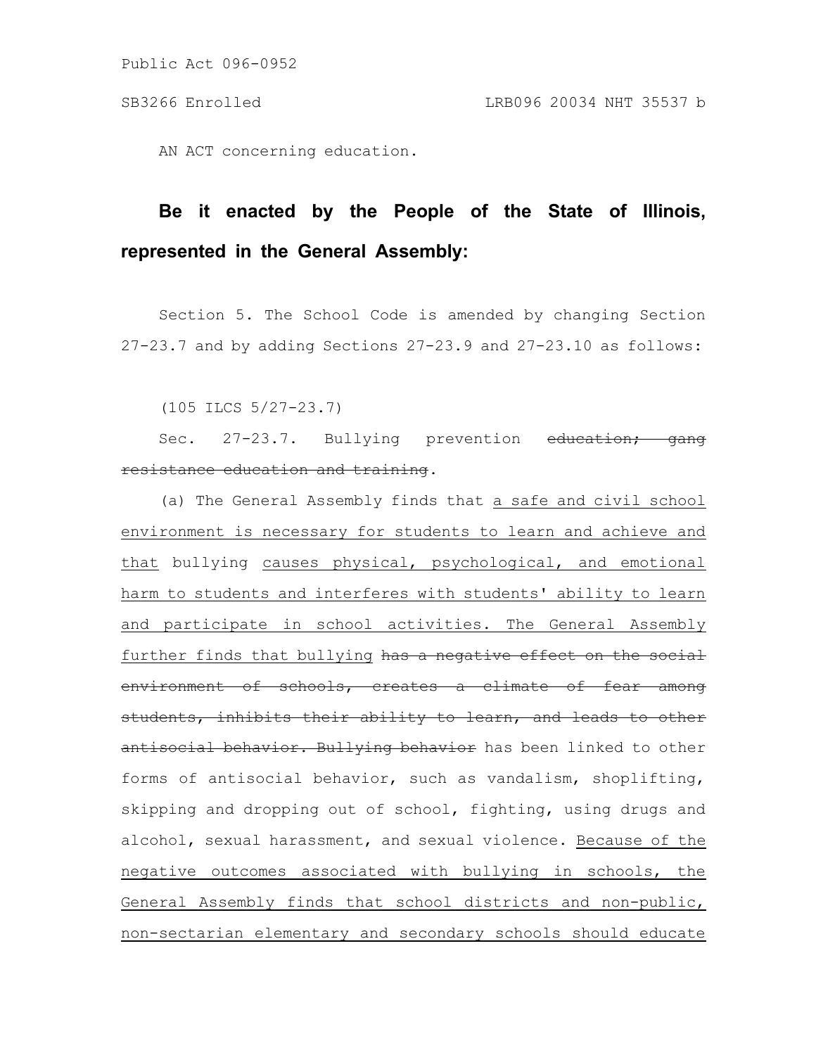AN ACT concerning education.

**Be it enacted by the People of the State of Illinois, represented in the General Assembly:**

Section 5. The School Code is amended by changing Section 27-23.7 and by adding Sections 27-23.9 and 27-23.10 as follows:

(105 ILCS 5/27-23.7)

Sec. 27-23.7. Bullying prevention ~~education; gang resistance education and training~~.

(a) The General Assembly finds that <u>a safe and civil school environment is necessary for students to learn and achieve and that</u> bullying <u>causes physical, psychological, and emotional harm to students and interferes with students' ability to learn and participate in school activities. The General Assembly further finds that bullying</u> ~~has a negative effect on the social environment of schools, creates a climate of fear among students, inhibits their ability to learn, and leads to other antisocial behavior. Bullying behavior~~ has been linked to other forms of antisocial behavior, such as vandalism, shoplifting, skipping and dropping out of school, fighting, using drugs and alcohol, sexual harassment, and sexual violence. <u>Because of the negative outcomes associated with bullying in schools, the General Assembly finds that school districts and non-public, non-sectarian elementary and secondary schools should educate</u>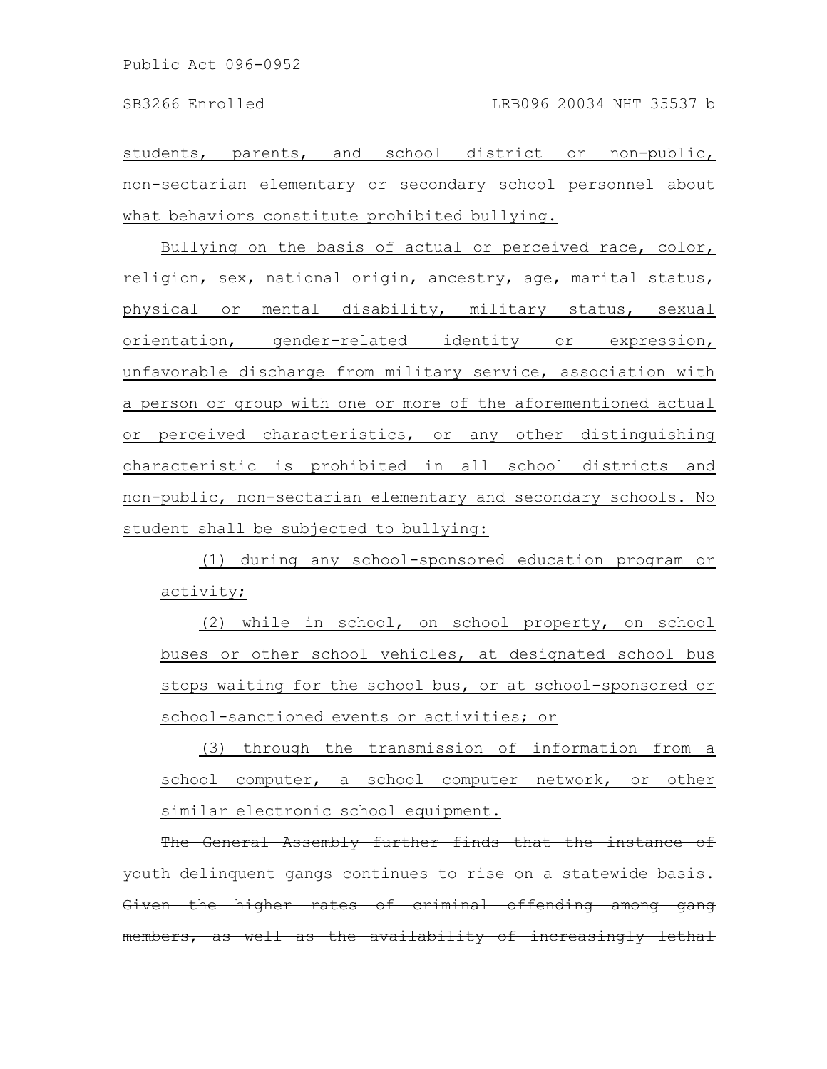students, parents, and school district or non-public, non-sectarian elementary or secondary school personnel about what behaviors constitute prohibited bullying.

Bullying on the basis of actual or perceived race, color, religion, sex, national origin, ancestry, age, marital status, physical or mental disability, military status, sexual orientation, gender-related identity or expression, unfavorable discharge from military service, association with a person or group with one or more of the aforementioned actual or perceived characteristics, or any other distinguishing characteristic is prohibited in all school districts and non-public, non-sectarian elementary and secondary schools. No student shall be subjected to bullying:

(1) during any school-sponsored education program or activity;

(2) while in school, on school property, on school buses or other school vehicles, at designated school bus stops waiting for the school bus, or at school-sponsored or school-sanctioned events or activities; or

(3) through the transmission of information from a school computer, a school computer network, or other similar electronic school equipment.

~~The General Assembly further finds that the instance of youth delinquent gangs continues to rise on a statewide basis. Given the higher rates of criminal offending among gang members, as well as the availability of increasingly lethal~~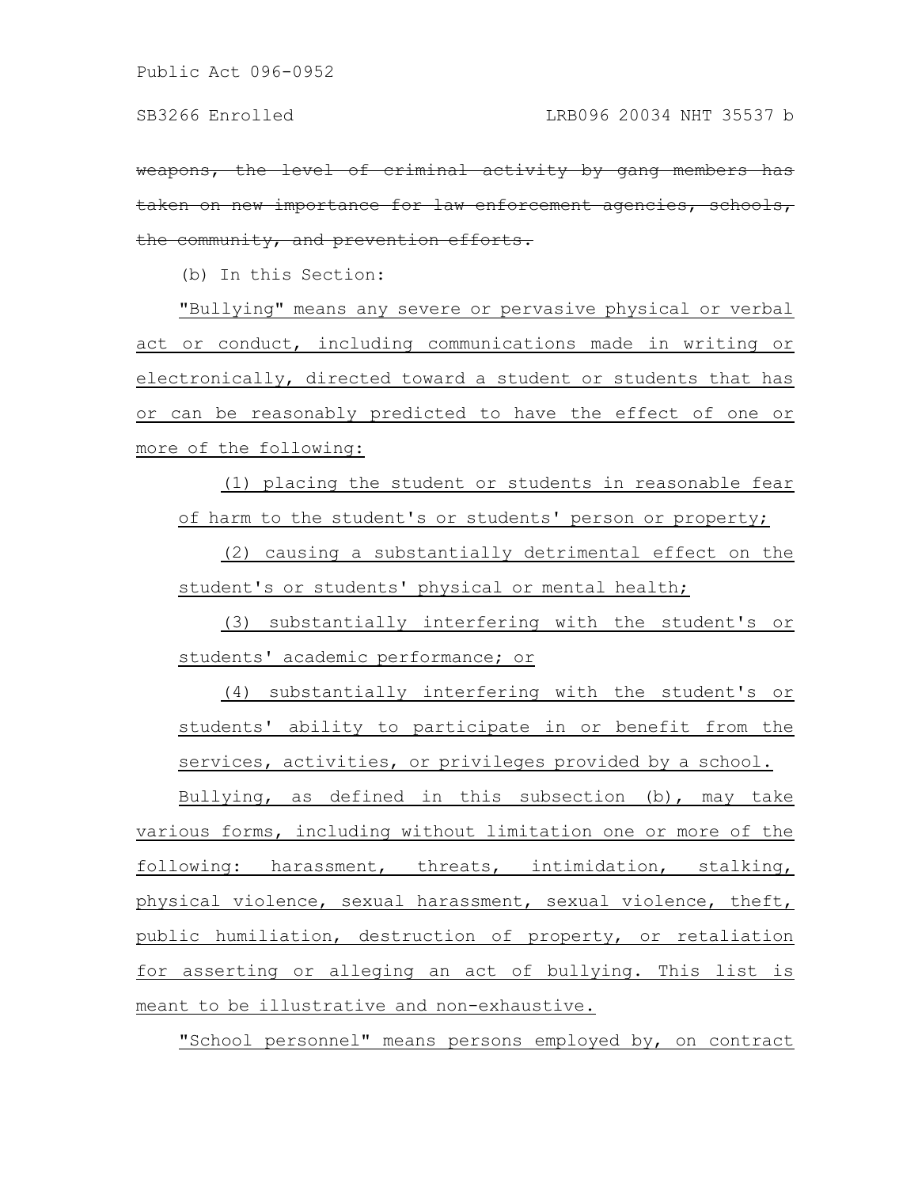~~weapons, the level of criminal activity by gang members has taken on new importance for law enforcement agencies, schools, the community, and prevention efforts.~~

(b) In this Section:

<u>"Bullying" means any severe or pervasive physical or verbal act or conduct, including communications made in writing or electronically, directed toward a student or students that has or can be reasonably predicted to have the effect of one or more of the following:</u>

<u>(1) placing the student or students in reasonable fear of harm to the student's or students' person or property;</u>

<u>(2) causing a substantially detrimental effect on the student's or students' physical or mental health;</u>

<u>(3) substantially interfering with the student's or students' academic performance; or</u>

<u>(4) substantially interfering with the student's or students' ability to participate in or benefit from the services, activities, or privileges provided by a school.</u>

<u>Bullying, as defined in this subsection (b), may take various forms, including without limitation one or more of the following: harassment, threats, intimidation, stalking, physical violence, sexual harassment, sexual violence, theft, public humiliation, destruction of property, or retaliation for asserting or alleging an act of bullying. This list is meant to be illustrative and non-exhaustive.</u>

<u>"School personnel" means persons employed by, on contract</u>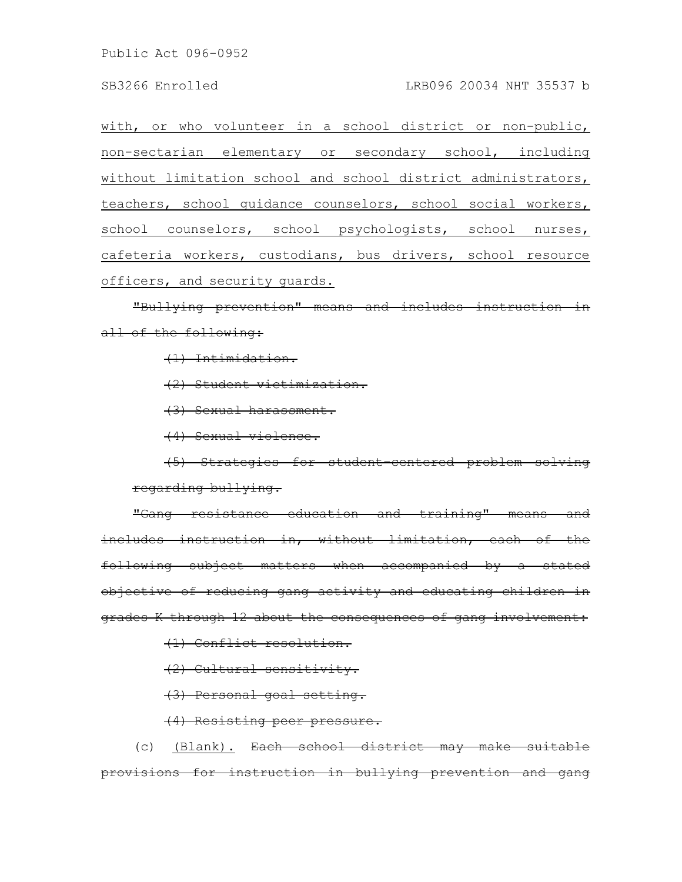with, or who volunteer in a school district or non-public, non-sectarian elementary or secondary school, including without limitation school and school district administrators, teachers, school guidance counselors, school social workers, school counselors, school psychologists, school nurses, cafeteria workers, custodians, bus drivers, school resource officers, and security guards.

~~"Bullying prevention" means and includes instruction in all of the following:~~

~~(1) Intimidation.~~

~~(2) Student victimization.~~

~~(3) Sexual harassment.~~

~~(4) Sexual violence.~~

~~(5) Strategies for student-centered problem solving regarding bullying.~~

~~"Gang resistance education and training" means and includes instruction in, without limitation, each of the following subject matters when accompanied by a stated objective of reducing gang activity and educating children in grades K through 12 about the consequences of gang involvement:~~

~~(1) Conflict resolution.~~

~~(2) Cultural sensitivity.~~

~~(3) Personal goal setting.~~

~~(4) Resisting peer pressure.~~

(c) (Blank). ~~Each school district may make suitable provisions for instruction in bullying prevention and gang~~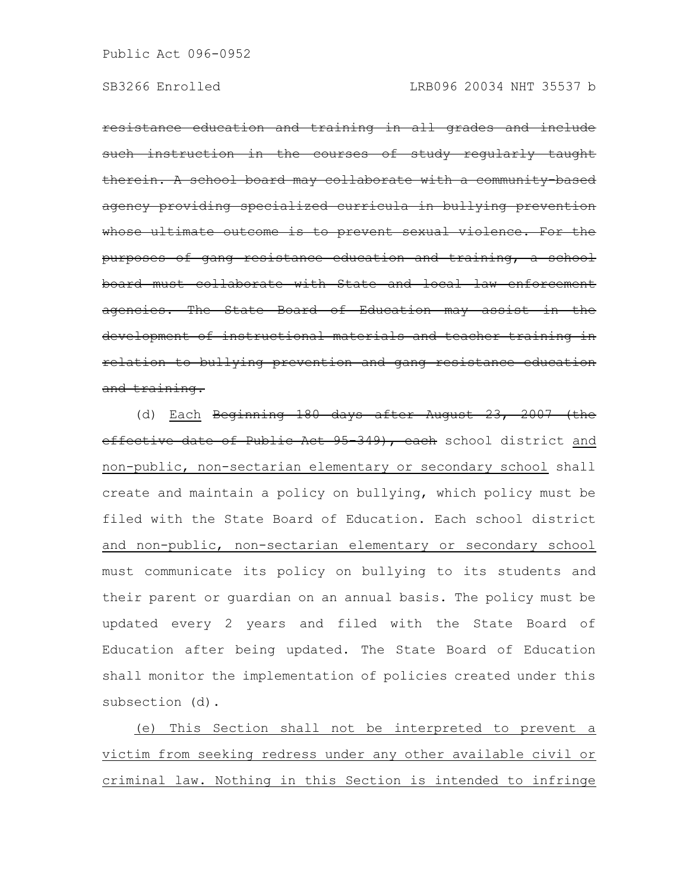~~resistance education and training in all grades and include such instruction in the courses of study regularly taught therein. A school board may collaborate with a community-based agency providing specialized curricula in bullying prevention whose ultimate outcome is to prevent sexual violence. For the purposes of gang resistance education and training, a school board must collaborate with State and local law enforcement agencies. The State Board of Education may assist in the development of instructional materials and teacher training in relation to bullying prevention and gang resistance education and training.~~

(d) <u>Each</u> ~~Beginning 180 days after August 23, 2007 (the effective date of Public Act 95-349), each~~ school district <u>and non-public, non-sectarian elementary or secondary school</u> shall create and maintain a policy on bullying, which policy must be filed with the State Board of Education. Each school district <u>and non-public, non-sectarian elementary or secondary school</u> must communicate its policy on bullying to its students and their parent or guardian on an annual basis. The policy must be updated every 2 years and filed with the State Board of Education after being updated. The State Board of Education shall monitor the implementation of policies created under this subsection (d).

<u>(e) This Section shall not be interpreted to prevent a victim from seeking redress under any other available civil or criminal law. Nothing in this Section is intended to infringe</u>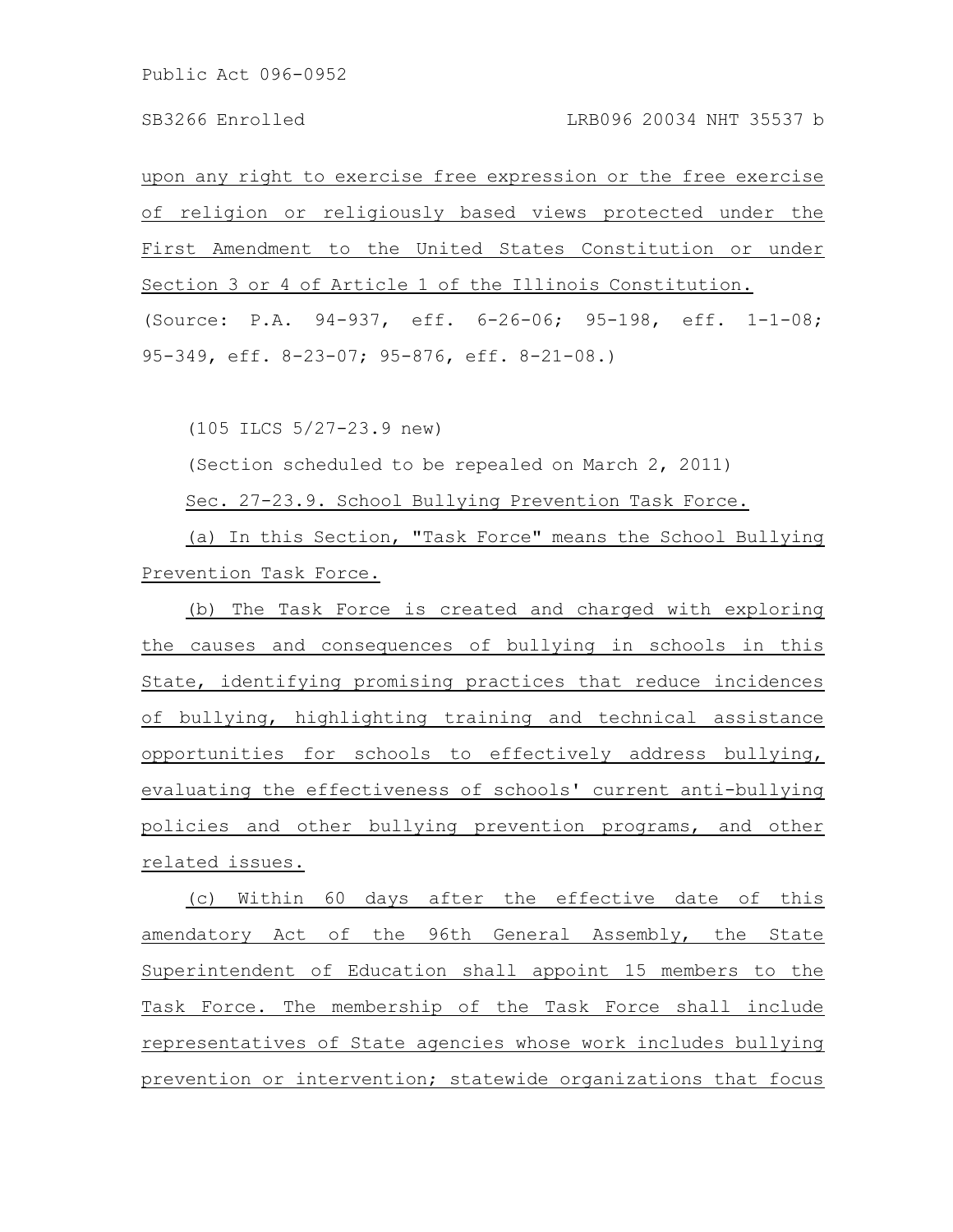upon any right to exercise free expression or the free exercise of religion or religiously based views protected under the First Amendment to the United States Constitution or under Section 3 or 4 of Article 1 of the Illinois Constitution.

(Source: P.A. 94-937, eff. 6-26-06; 95-198, eff. 1-1-08; 95-349, eff. 8-23-07; 95-876, eff. 8-21-08.)

(105 ILCS 5/27-23.9 new)

(Section scheduled to be repealed on March 2, 2011)

Sec. 27-23.9. School Bullying Prevention Task Force.

(a) In this Section, "Task Force" means the School Bullying Prevention Task Force.

(b) The Task Force is created and charged with exploring the causes and consequences of bullying in schools in this State, identifying promising practices that reduce incidences of bullying, highlighting training and technical assistance opportunities for schools to effectively address bullying, evaluating the effectiveness of schools' current anti-bullying policies and other bullying prevention programs, and other related issues.

(c) Within 60 days after the effective date of this amendatory Act of the 96th General Assembly, the State Superintendent of Education shall appoint 15 members to the Task Force. The membership of the Task Force shall include representatives of State agencies whose work includes bullying prevention or intervention; statewide organizations that focus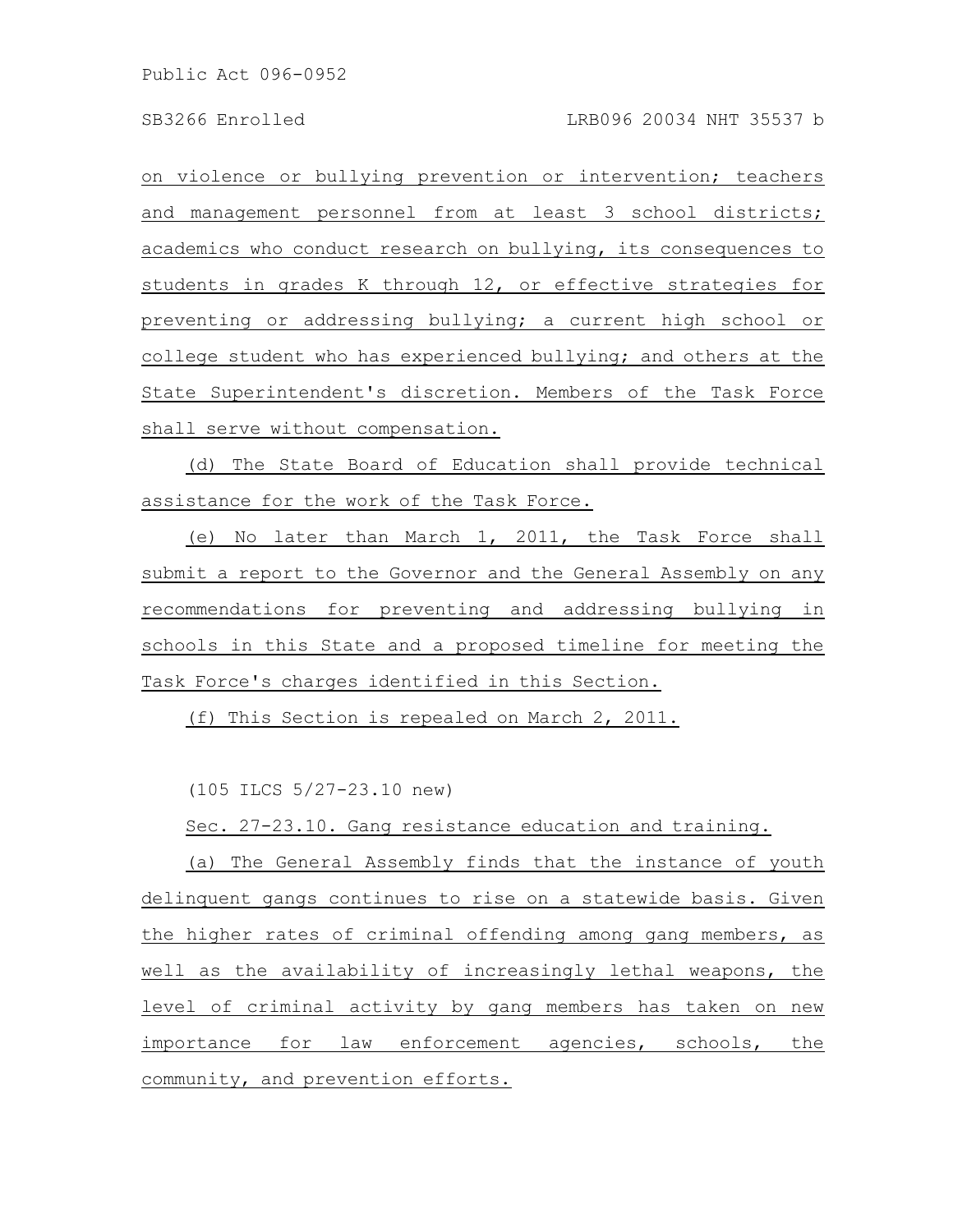on violence or bullying prevention or intervention; teachers and management personnel from at least 3 school districts; academics who conduct research on bullying, its consequences to students in grades K through 12, or effective strategies for preventing or addressing bullying; a current high school or college student who has experienced bullying; and others at the State Superintendent's discretion. Members of the Task Force shall serve without compensation.

(d) The State Board of Education shall provide technical assistance for the work of the Task Force.

(e) No later than March 1, 2011, the Task Force shall submit a report to the Governor and the General Assembly on any recommendations for preventing and addressing bullying in schools in this State and a proposed timeline for meeting the Task Force's charges identified in this Section.

(f) This Section is repealed on March 2, 2011.

(105 ILCS 5/27-23.10 new)

Sec. 27-23.10. Gang resistance education and training.

(a) The General Assembly finds that the instance of youth delinquent gangs continues to rise on a statewide basis. Given the higher rates of criminal offending among gang members, as well as the availability of increasingly lethal weapons, the level of criminal activity by gang members has taken on new importance for law enforcement agencies, schools, the community, and prevention efforts.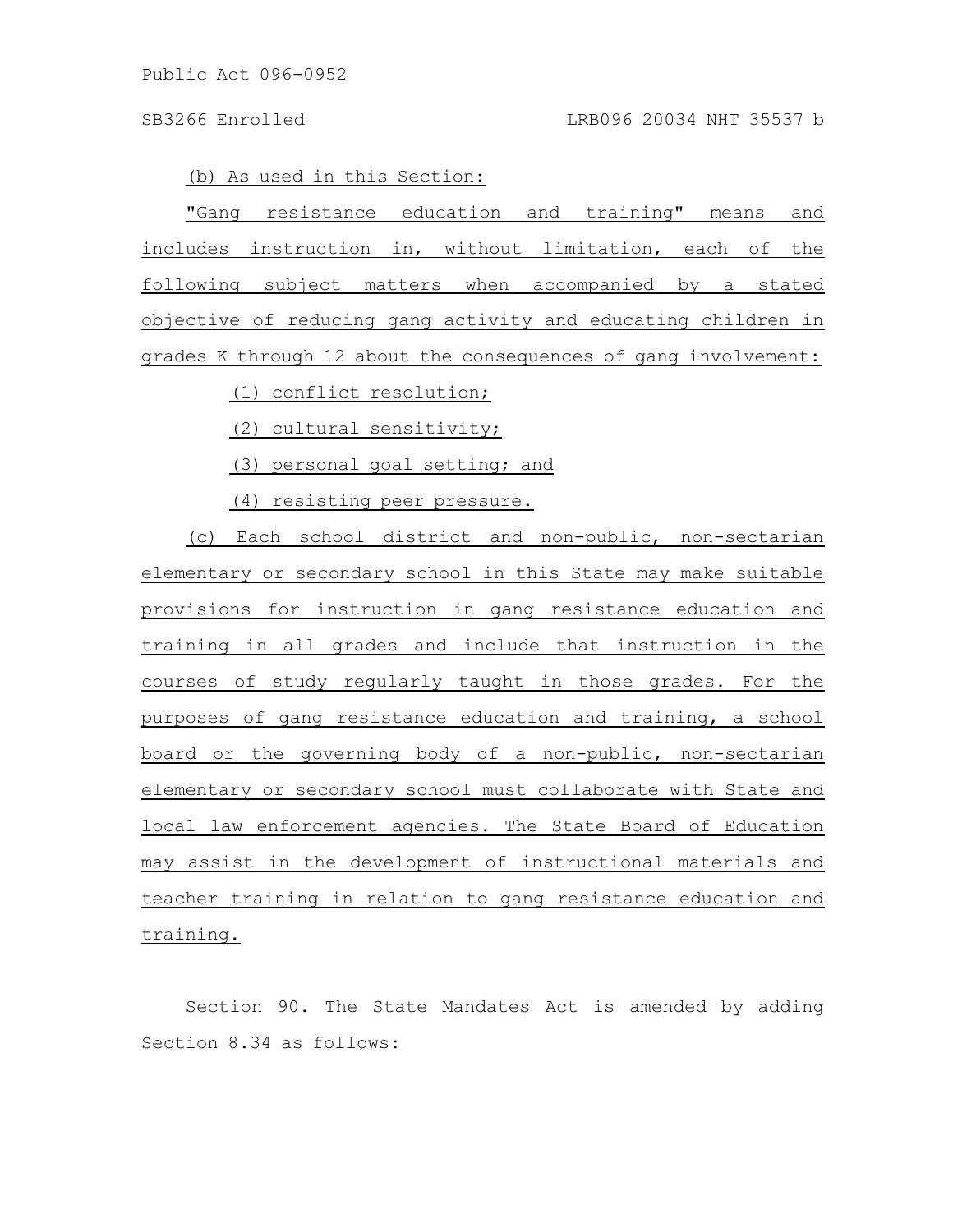(b) As used in this Section:

"Gang resistance education and training" means and includes instruction in, without limitation, each of the following subject matters when accompanied by a stated objective of reducing gang activity and educating children in grades K through 12 about the consequences of gang involvement:

(1) conflict resolution;

(2) cultural sensitivity;

(3) personal goal setting; and

(4) resisting peer pressure.

(c) Each school district and non-public, non-sectarian elementary or secondary school in this State may make suitable provisions for instruction in gang resistance education and training in all grades and include that instruction in the courses of study regularly taught in those grades. For the purposes of gang resistance education and training, a school board or the governing body of a non-public, non-sectarian elementary or secondary school must collaborate with State and local law enforcement agencies. The State Board of Education may assist in the development of instructional materials and teacher training in relation to gang resistance education and training.

Section 90. The State Mandates Act is amended by adding Section 8.34 as follows: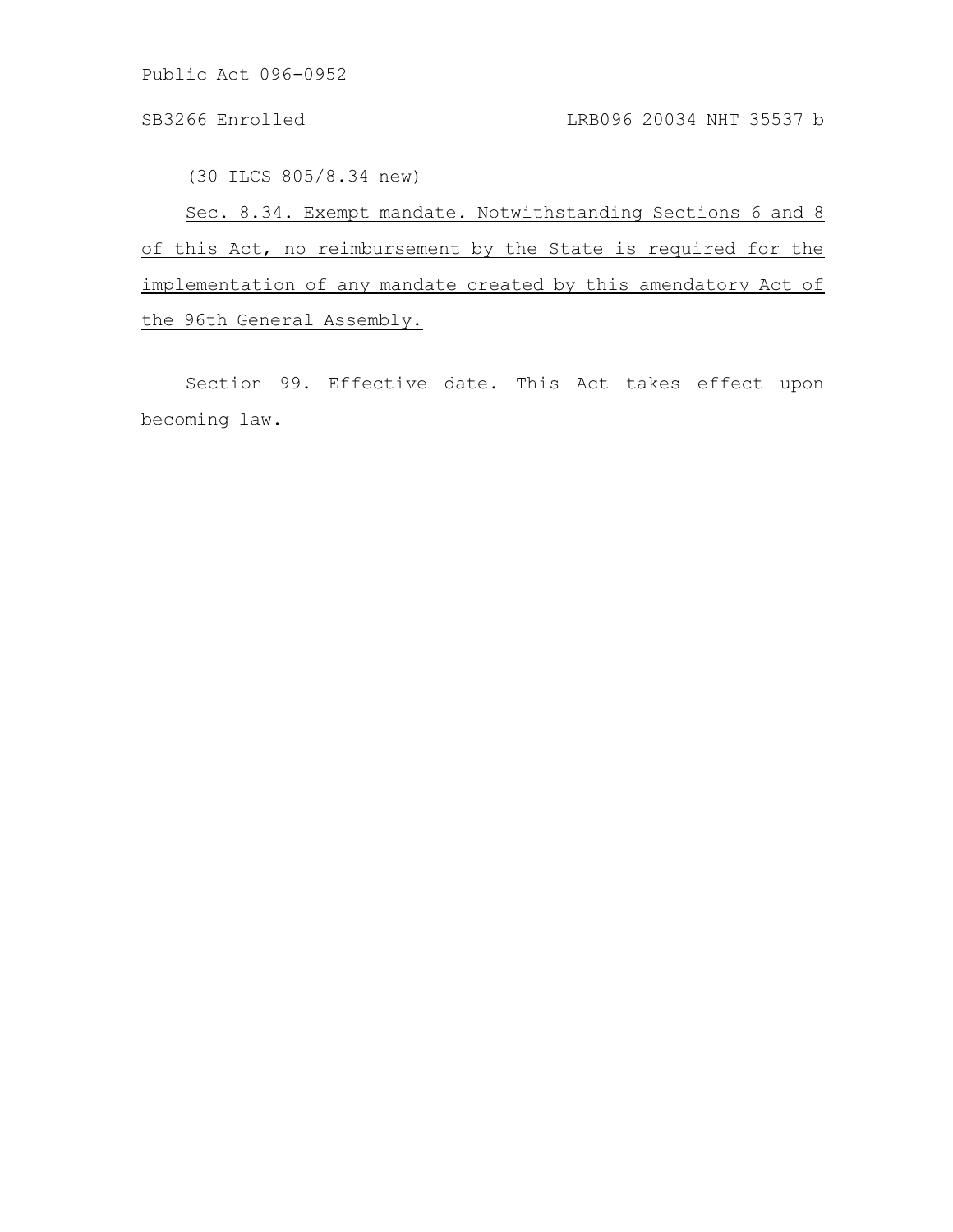(30 ILCS 805/8.34 new)

Sec. 8.34. Exempt mandate. Notwithstanding Sections 6 and 8 of this Act, no reimbursement by the State is required for the implementation of any mandate created by this amendatory Act of the 96th General Assembly.

Section 99. Effective date. This Act takes effect upon becoming law.